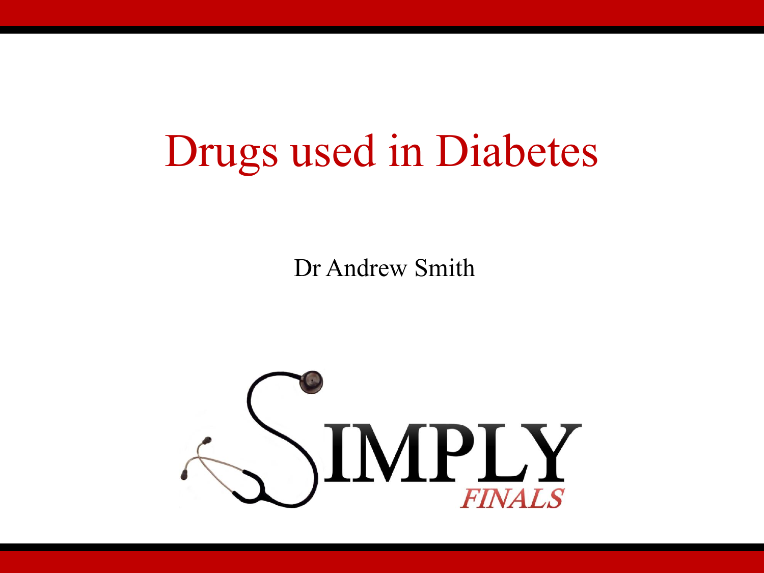# Drugs used in Diabetes

Dr Andrew Smith

SIMPLY FINALS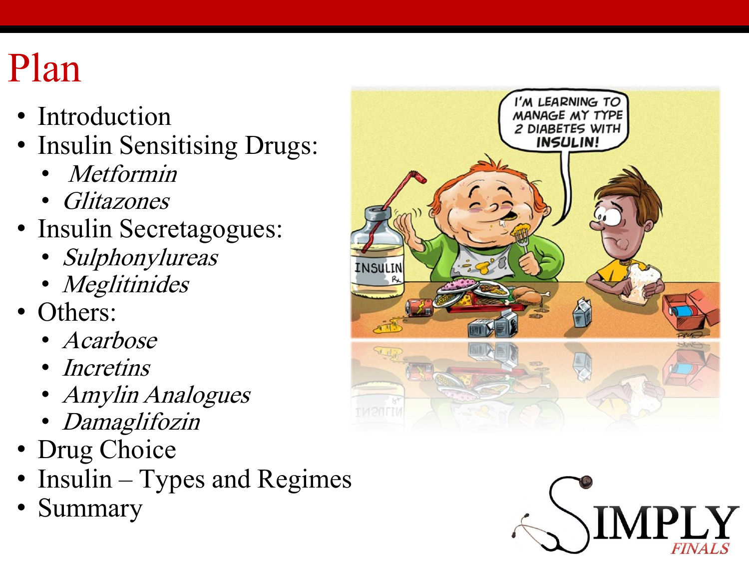# Plan

- Introduction
- Insulin Sensitising Drugs:
  - *Metformin*
  - *Glitazones*
- Insulin Secretagogues:
  - *Sulphonylureas*
  - *Meglitinides*
- Others:
  - *Acarbose*
  - *Incretins*
  - *Amylin Analogues*
  - *Damaglifozin*
- Drug Choice
- Insulin – Types and Regimes
- Summary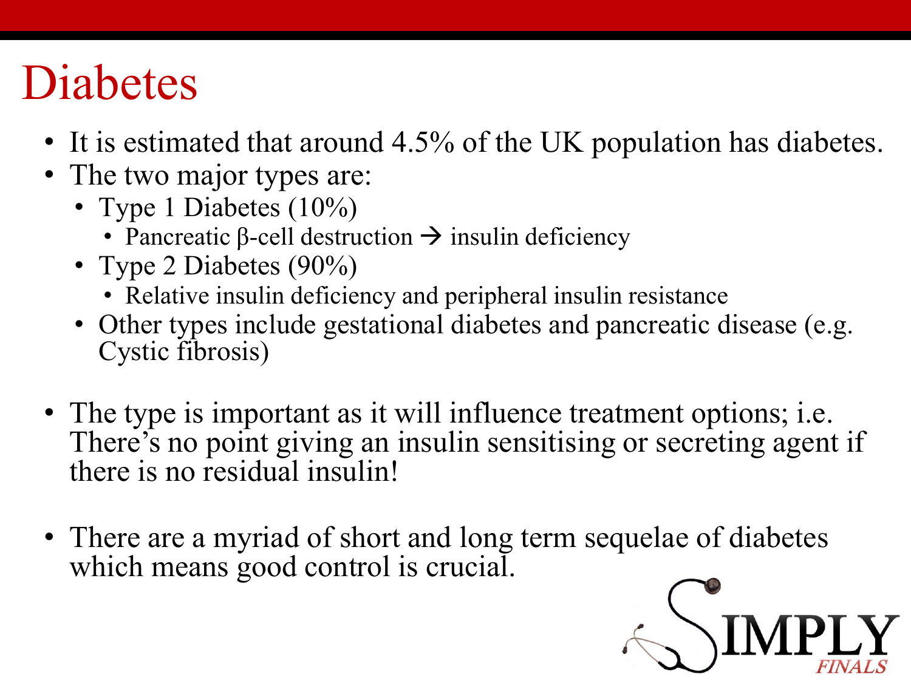# Diabetes

- It is estimated that around 4.5% of the UK population has diabetes.
- The two major types are:
  - Type 1 Diabetes (10%)
    - Pancreatic β-cell destruction → insulin deficiency
  - Type 2 Diabetes (90%)
    - Relative insulin deficiency and peripheral insulin resistance
  - Other types include gestational diabetes and pancreatic disease (e.g. Cystic fibrosis)

- The type is important as it will influence treatment options; i.e. There's no point giving an insulin sensitising or secreting agent if there is no residual insulin!

- There are a myriad of short and long term sequelae of diabetes which means good control is crucial.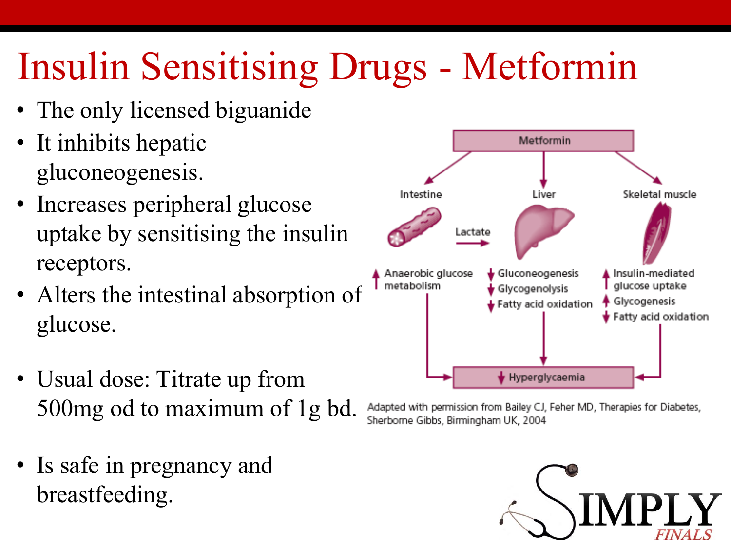# Insulin Sensitising Drugs - Metformin

- The only licensed biguanide
- It inhibits hepatic gluconeogenesis.
- Increases peripheral glucose uptake by sensitising the insulin receptors.
- Alters the intestinal absorption of glucose.
- Usual dose: Titrate up from 500mg od to maximum of 1g bd.
- Is safe in pregnancy and breastfeeding.

Metformin

Intestine — Lactate → Liver — Skeletal muscle

- Intestine: ↑ Anaerobic glucose metabolism
- Liver: ↓ Gluconeogenesis, ↓ Glycogenolysis, ↓ Fatty acid oxidation
- Skeletal muscle: ↑ Insulin-mediated glucose uptake, ↑ Glycogenesis, ↓ Fatty acid oxidation

↓ Hyperglycaemia

Adapted with permission from Bailey CJ, Feher MD, Therapies for Diabetes, Sherborne Gibbs, Birmingham UK, 2004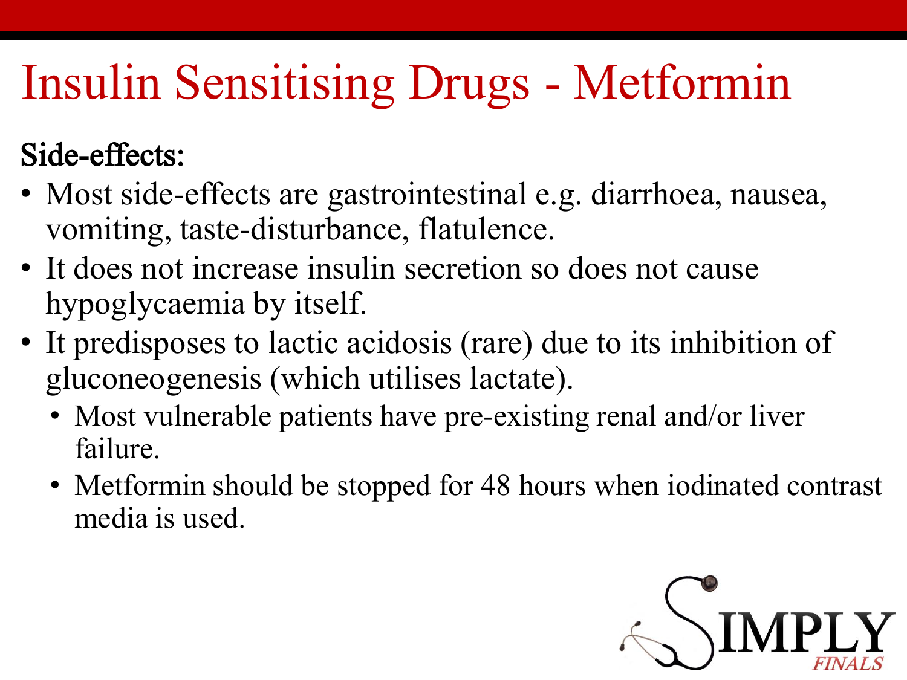# Insulin Sensitising Drugs - Metformin

**Side-effects:**

- Most side-effects are gastrointestinal e.g. diarrhoea, nausea, vomiting, taste-disturbance, flatulence.
- It does not increase insulin secretion so does not cause hypoglycaemia by itself.
- It predisposes to lactic acidosis (rare) due to its inhibition of gluconeogenesis (which utilises lactate).
  - Most vulnerable patients have pre-existing renal and/or liver failure.
  - Metformin should be stopped for 48 hours when iodinated contrast media is used.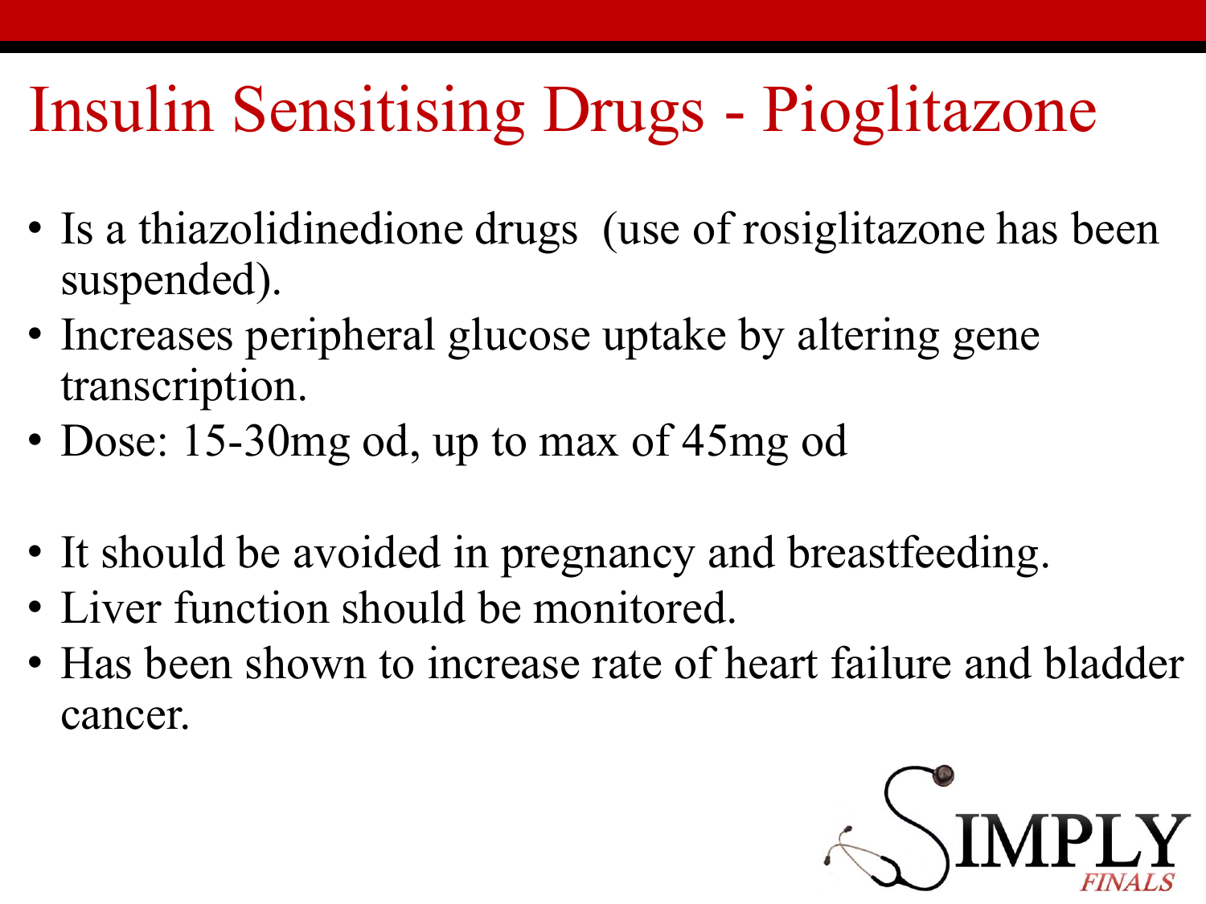# Insulin Sensitising Drugs - Pioglitazone

- Is a thiazolidinedione drugs (use of rosiglitazone has been suspended).
- Increases peripheral glucose uptake by altering gene transcription.
- Dose: 15-30mg od, up to max of 45mg od

- It should be avoided in pregnancy and breastfeeding.
- Liver function should be monitored.
- Has been shown to increase rate of heart failure and bladder cancer.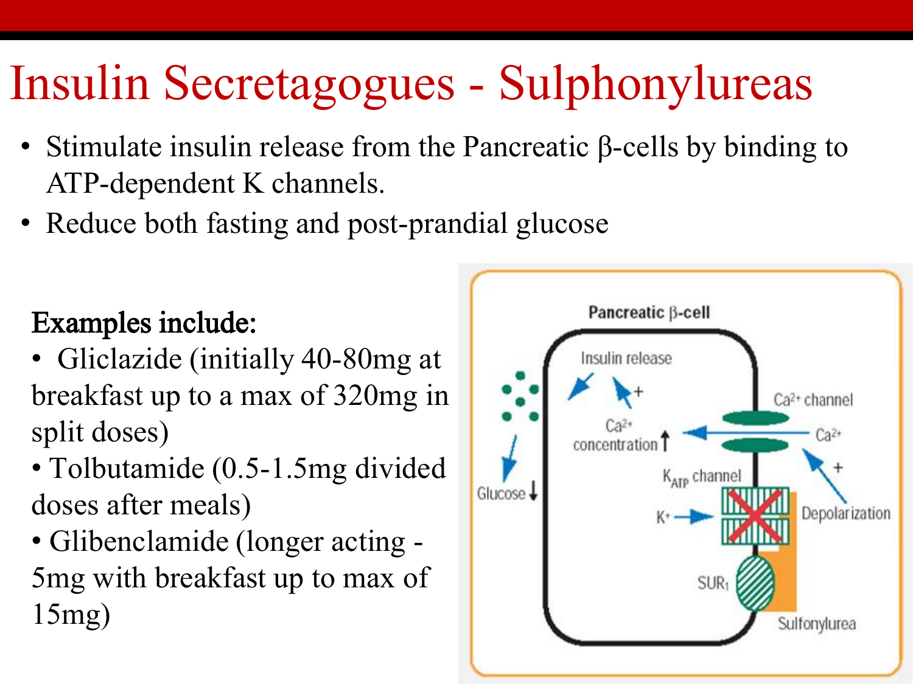# Insulin Secretagogues - Sulphonylureas

- Stimulate insulin release from the Pancreatic β-cells by binding to ATP-dependent K channels.
- Reduce both fasting and post-prandial glucose

**Examples include:**

- Gliclazide (initially 40-80mg at breakfast up to a max of 320mg in split doses)
- Tolbutamide (0.5-1.5mg divided doses after meals)
- Glibenclamide (longer acting - 5mg with breakfast up to max of 15mg)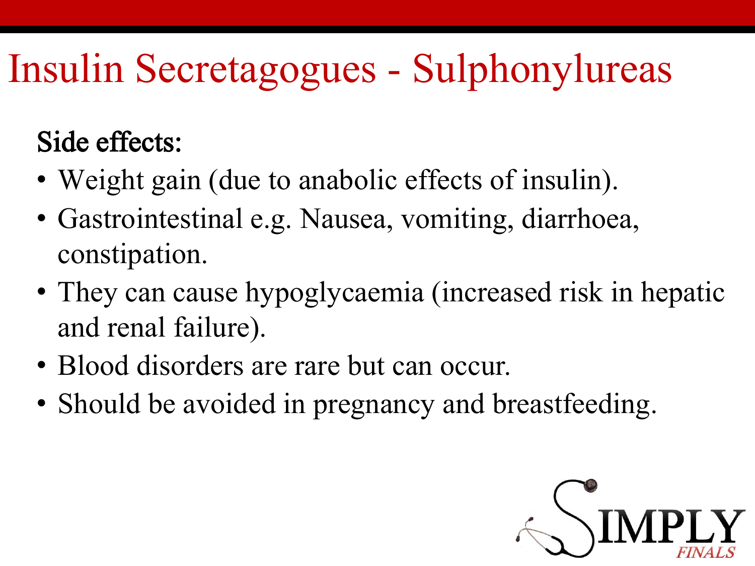# Insulin Secretagogues - Sulphonylureas

**Side effects:**

- Weight gain (due to anabolic effects of insulin).
- Gastrointestinal e.g. Nausea, vomiting, diarrhoea, constipation.
- They can cause hypoglycaemia (increased risk in hepatic and renal failure).
- Blood disorders are rare but can occur.
- Should be avoided in pregnancy and breastfeeding.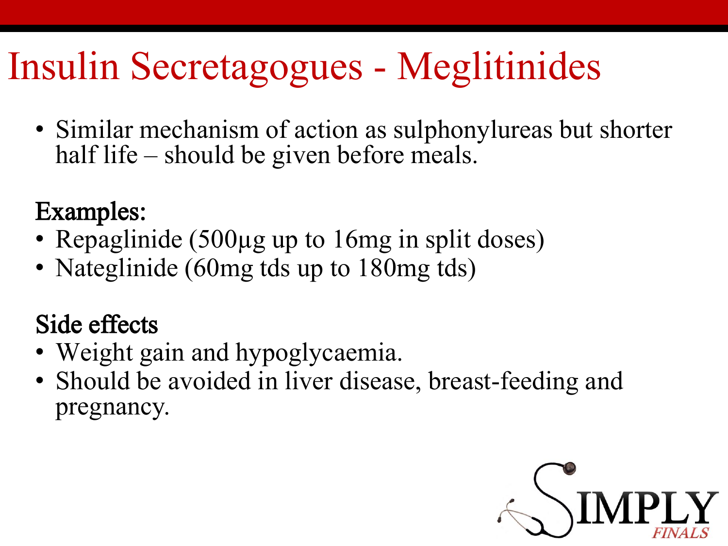# Insulin Secretagogues - Meglitinides

- Similar mechanism of action as sulphonylureas but shorter half life – should be given before meals.

**Examples:**

- Repaglinide (500μg up to 16mg in split doses)
- Nateglinide (60mg tds up to 180mg tds)

**Side effects**

- Weight gain and hypoglycaemia.
- Should be avoided in liver disease, breast-feeding and pregnancy.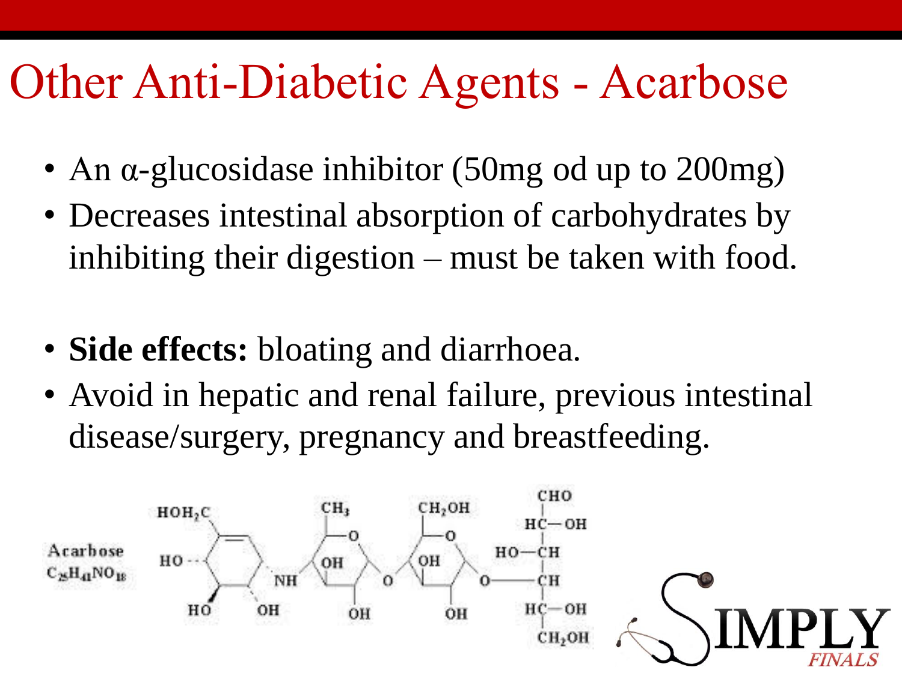# Other Anti-Diabetic Agents - Acarbose

- An α-glucosidase inhibitor (50mg od up to 200mg)
- Decreases intestinal absorption of carbohydrates by inhibiting their digestion – must be taken with food.

- **Side effects:** bloating and diarrhoea.
- Avoid in hepatic and renal failure, previous intestinal disease/surgery, pregnancy and breastfeeding.

Acarbose $C_{25}H_{43}NO_{18}$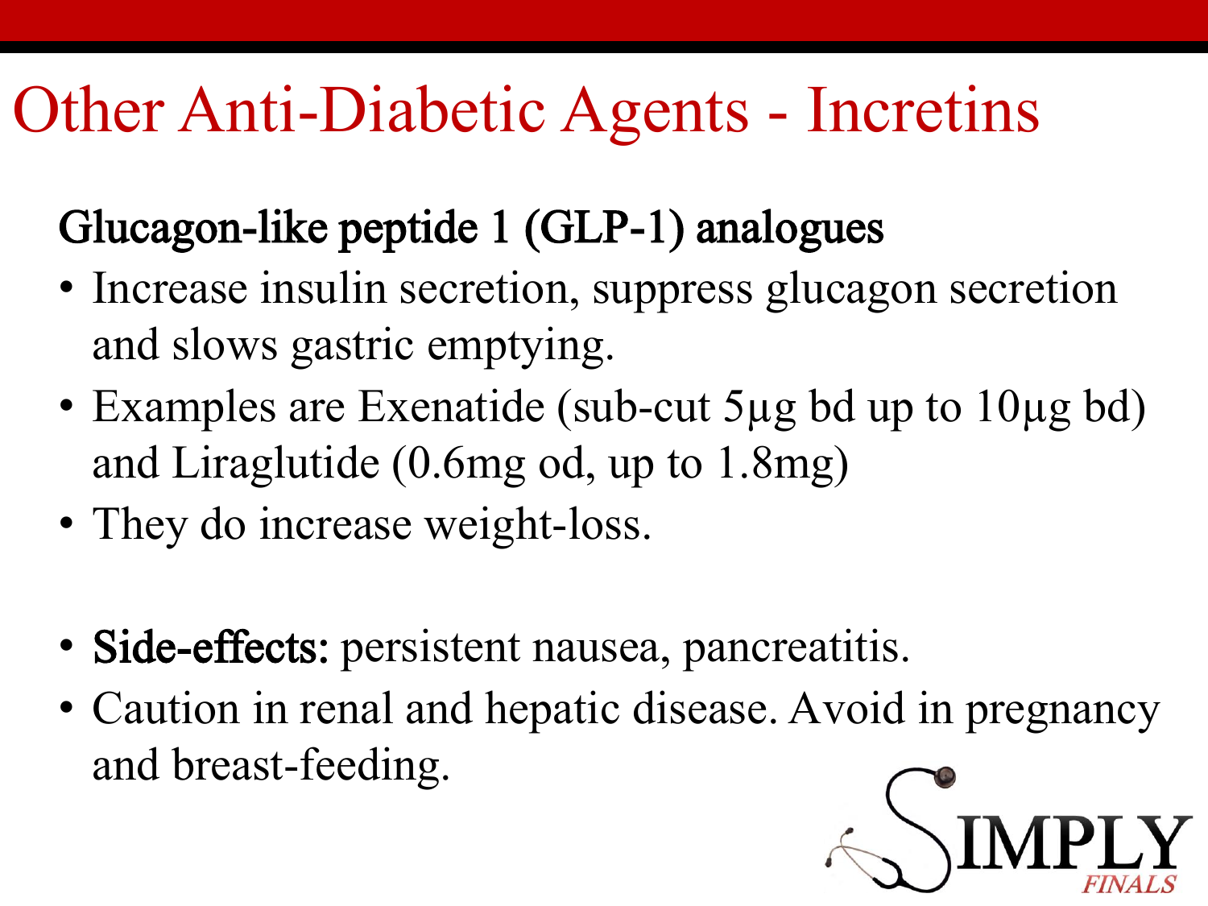# Other Anti-Diabetic Agents - Incretins

## Glucagon-like peptide 1 (GLP-1) analogues

- Increase insulin secretion, suppress glucagon secretion and slows gastric emptying.
- Examples are Exenatide (sub-cut 5μg bd up to 10μg bd) and Liraglutide (0.6mg od, up to 1.8mg)
- They do increase weight-loss.

- **Side-effects:** persistent nausea, pancreatitis.
- Caution in renal and hepatic disease. Avoid in pregnancy and breast-feeding.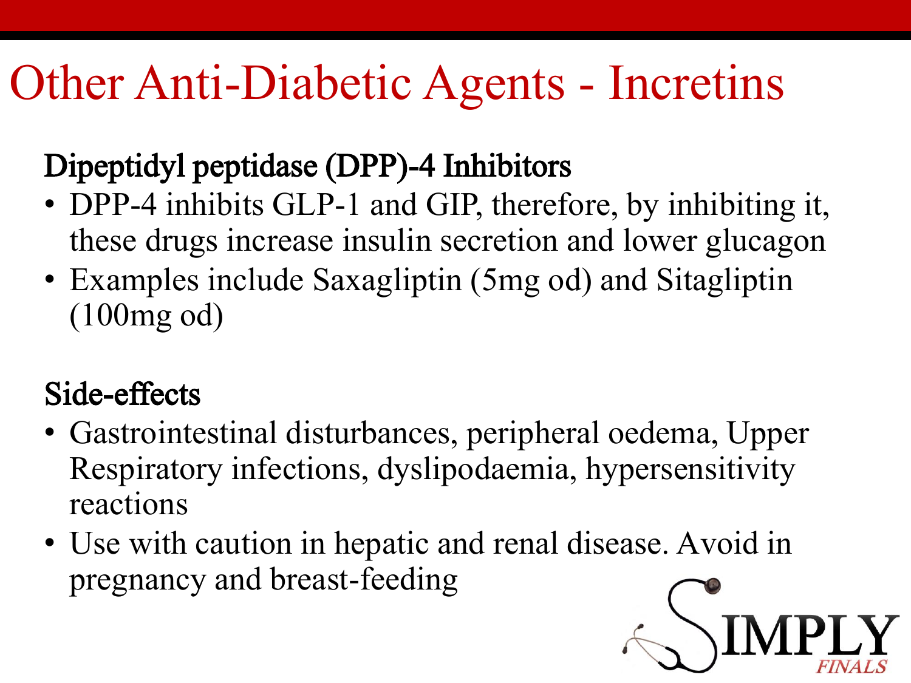# Other Anti-Diabetic Agents - Incretins

## Dipeptidyl peptidase (DPP)-4 Inhibitors

- DPP-4 inhibits GLP-1 and GIP, therefore, by inhibiting it, these drugs increase insulin secretion and lower glucagon
- Examples include Saxagliptin (5mg od) and Sitagliptin (100mg od)

## Side-effects

- Gastrointestinal disturbances, peripheral oedema, Upper Respiratory infections, dyslipodaemia, hypersensitivity reactions
- Use with caution in hepatic and renal disease. Avoid in pregnancy and breast-feeding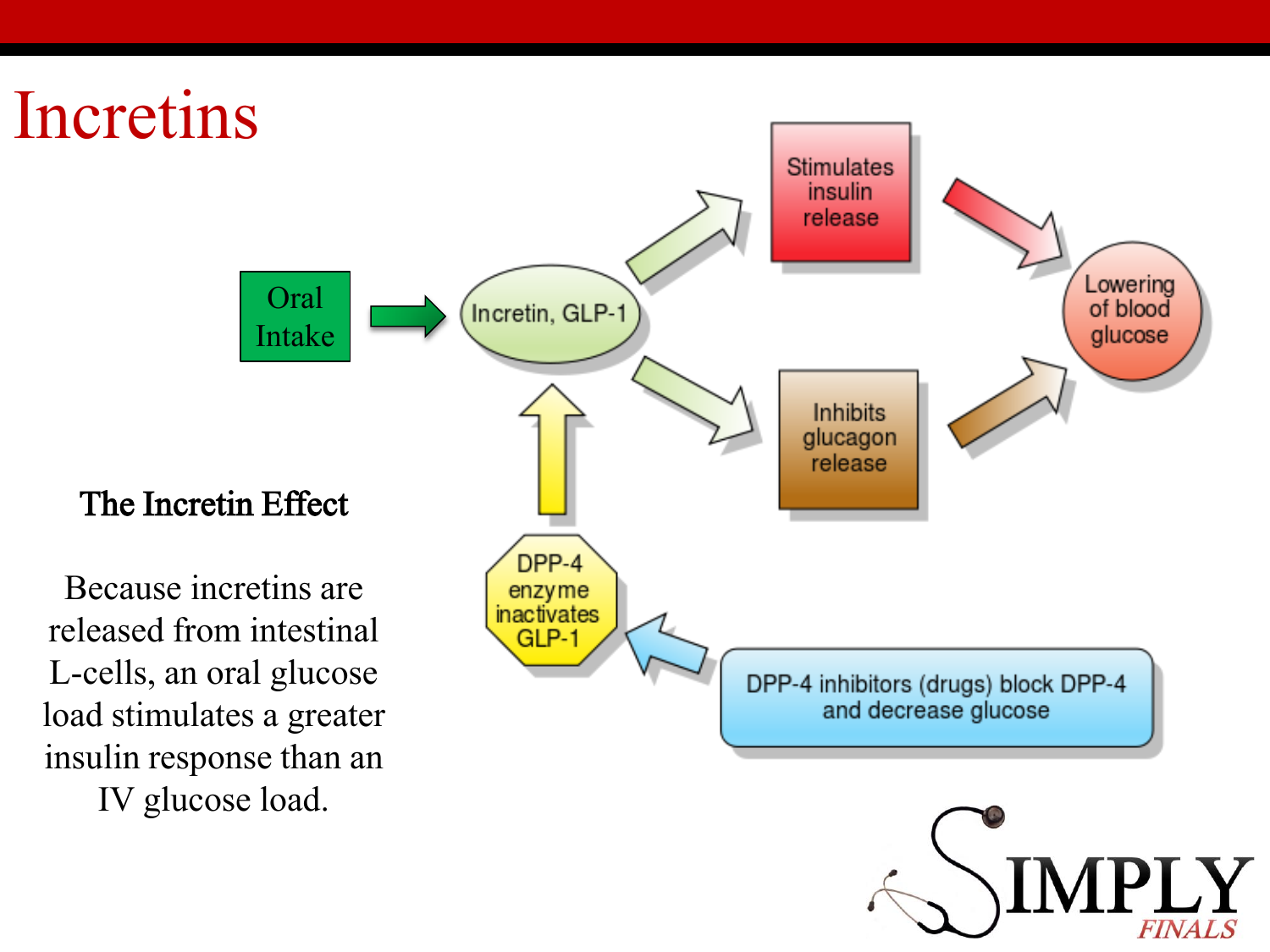# Incretins

Oral Intake → Incretin, GLP-1

Incretin, GLP-1 → Stimulates insulin release → Lowering of blood glucose

Incretin, GLP-1 → Inhibits glucagon release → Lowering of blood glucose

DPP-4 enzyme inactivates GLP-1

DPP-4 inhibitors (drugs) block DPP-4 and decrease glucose

### The Incretin Effect

Because incretins are released from intestinal L-cells, an oral glucose load stimulates a greater insulin response than an IV glucose load.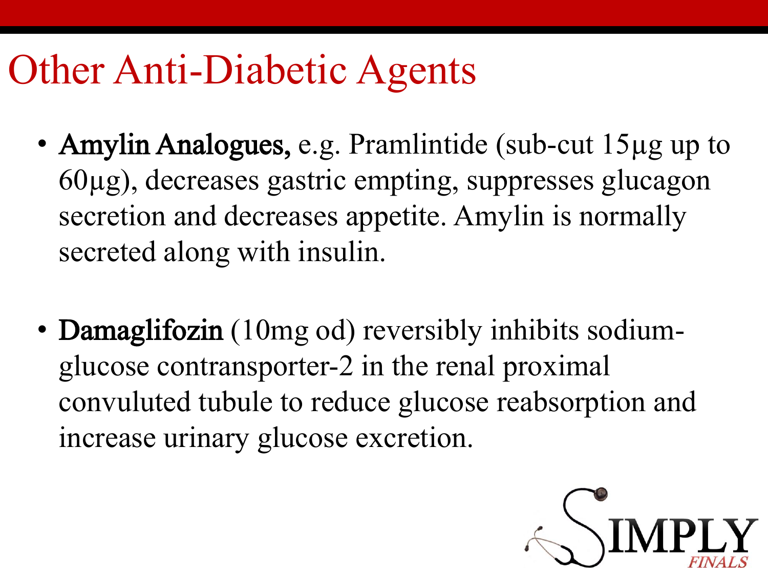# Other Anti-Diabetic Agents

- **Amylin Analogues,** e.g. Pramlintide (sub-cut 15μg up to 60μg), decreases gastric empting, suppresses glucagon secretion and decreases appetite. Amylin is normally secreted along with insulin.

- **Damaglifozin** (10mg od) reversibly inhibits sodium-glucose contransporter-2 in the renal proximal convuluted tubule to reduce glucose reabsorption and increase urinary glucose excretion.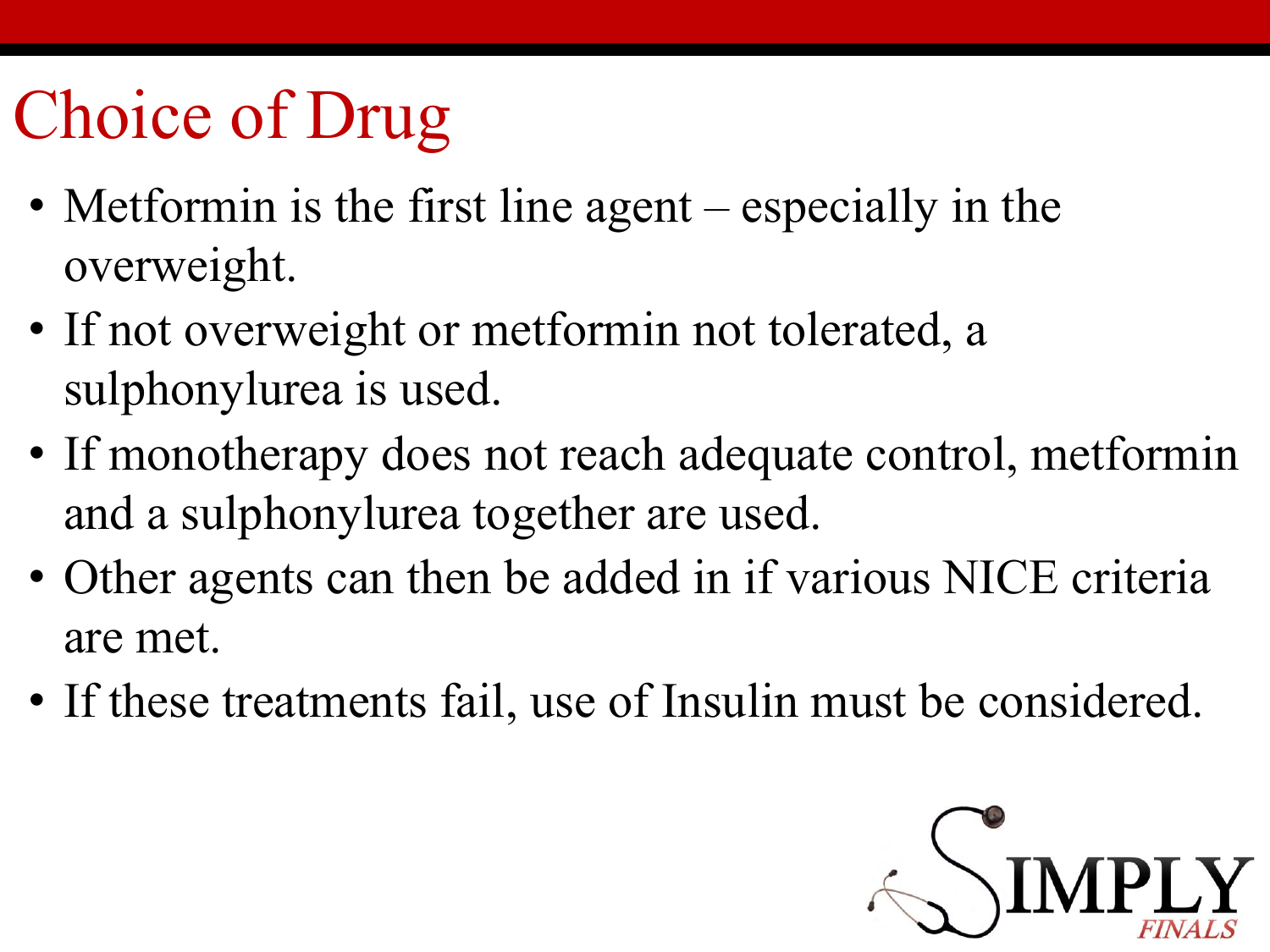# Choice of Drug

- Metformin is the first line agent – especially in the overweight.
- If not overweight or metformin not tolerated, a sulphonylurea is used.
- If monotherapy does not reach adequate control, metformin and a sulphonylurea together are used.
- Other agents can then be added in if various NICE criteria are met.
- If these treatments fail, use of Insulin must be considered.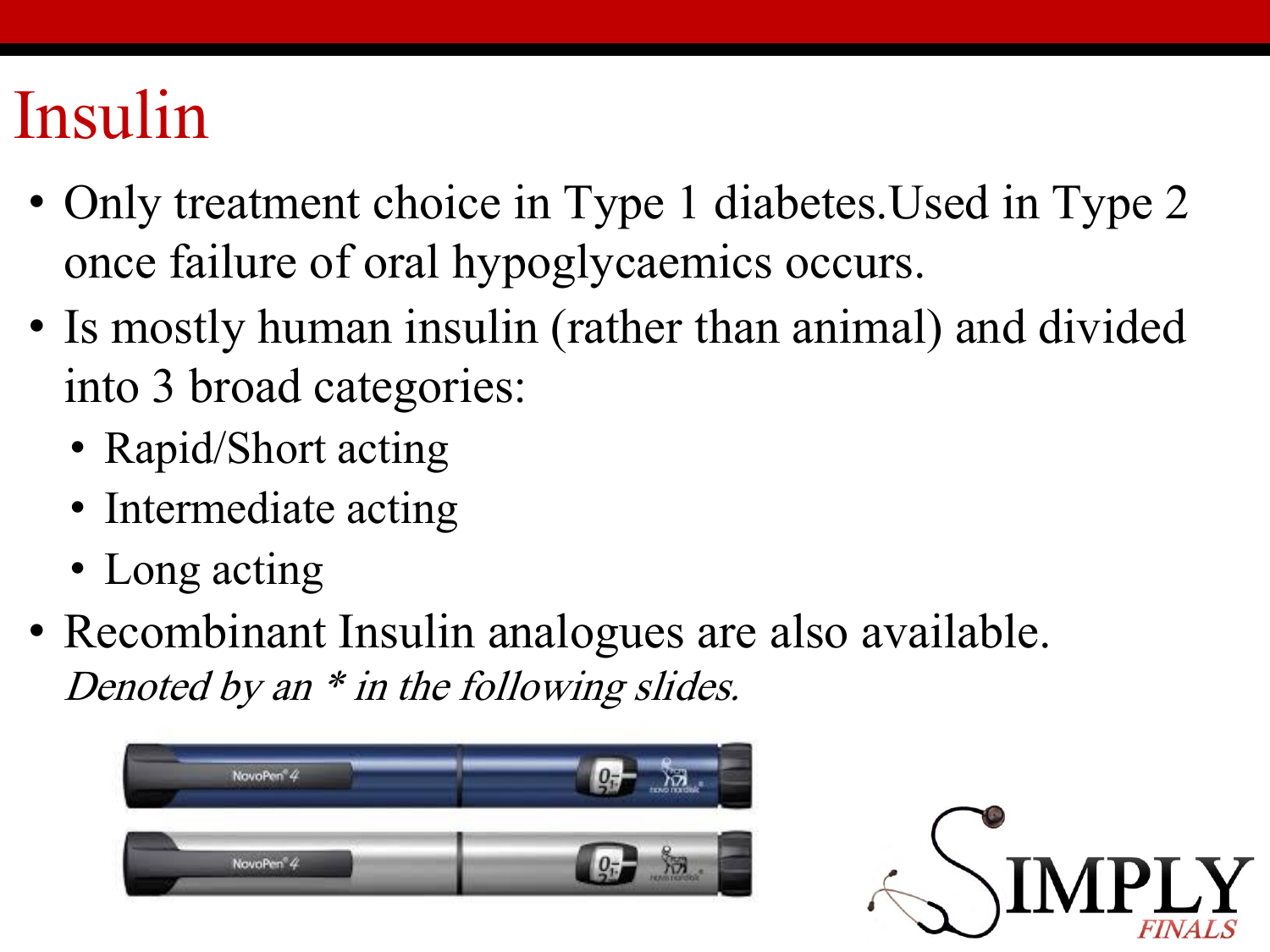# Insulin

- Only treatment choice in Type 1 diabetes.Used in Type 2 once failure of oral hypoglycaemics occurs.
- Is mostly human insulin (rather than animal) and divided into 3 broad categories:
  - Rapid/Short acting
  - Intermediate acting
  - Long acting
- Recombinant Insulin analogues are also available. *Denoted by an * in the following slides.*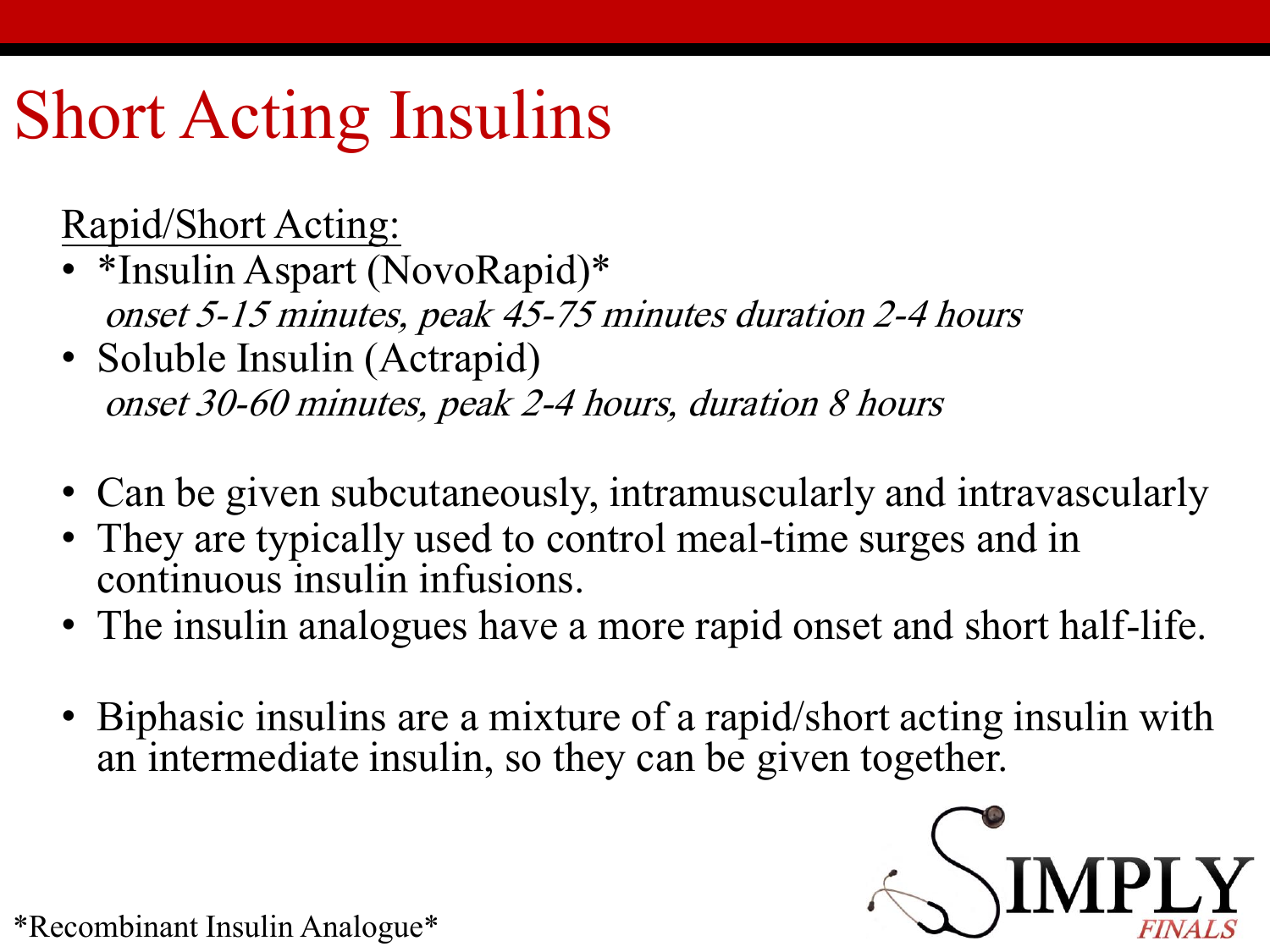# Short Acting Insulins

<u>Rapid/Short Acting:</u>

- *Insulin Aspart (NovoRapid)*
  *onset 5-15 minutes, peak 45-75 minutes duration 2-4 hours*
- Soluble Insulin (Actrapid)
  *onset 30-60 minutes, peak 2-4 hours, duration 8 hours*

- Can be given subcutaneously, intramuscularly and intravascularly
- They are typically used to control meal-time surges and in continuous insulin infusions.
- The insulin analogues have a more rapid onset and short half-life.

- Biphasic insulins are a mixture of a rapid/short acting insulin with an intermediate insulin, so they can be given together.

*Recombinant Insulin Analogue*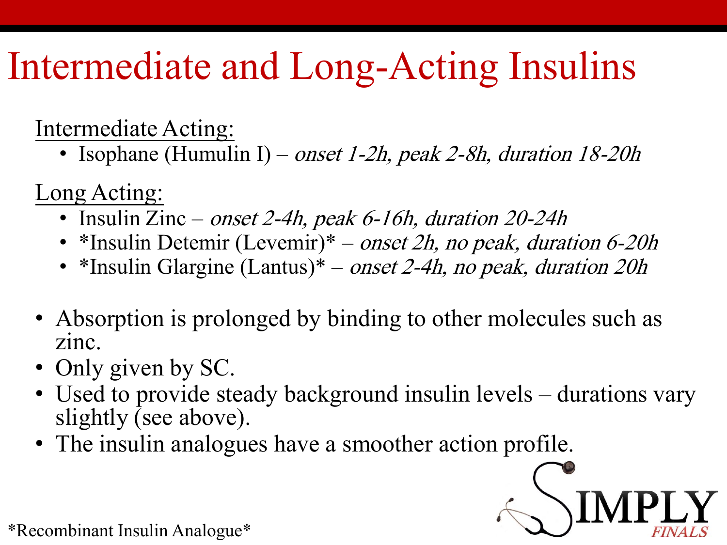# Intermediate and Long-Acting Insulins

Intermediate Acting:

- Isophane (Humulin I) – *onset 1-2h, peak 2-8h, duration 18-20h*

Long Acting:

- Insulin Zinc – *onset 2-4h, peak 6-16h, duration 20-24h*
- *Insulin Detemir (Levemir)* – *onset 2h, no peak, duration 6-20h*
- *Insulin Glargine (Lantus)* – *onset 2-4h, no peak, duration 20h*

- Absorption is prolonged by binding to other molecules such as zinc.
- Only given by SC.
- Used to provide steady background insulin levels – durations vary slightly (see above).
- The insulin analogues have a smoother action profile.

*Recombinant Insulin Analogue*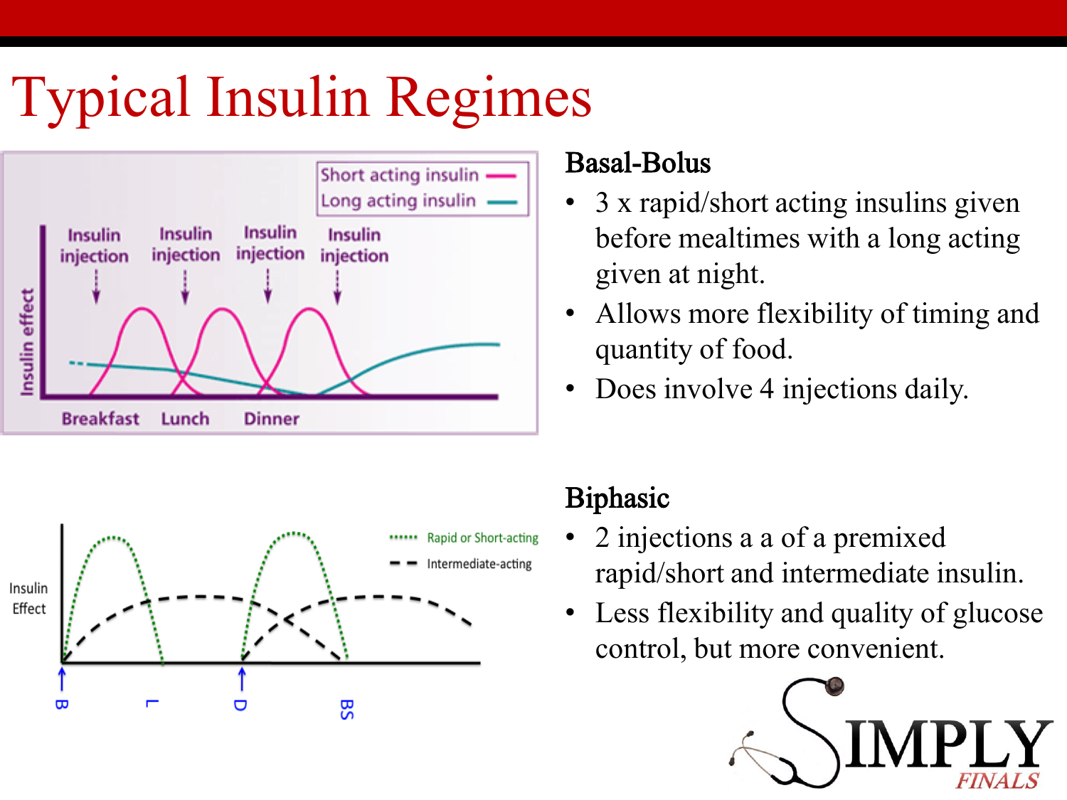# Typical Insulin Regimes

## Basal-Bolus

- 3 x rapid/short acting insulins given before mealtimes with a long acting given at night.
- Allows more flexibility of timing and quantity of food.
- Does involve 4 injections daily.

## Biphasic

- 2 injections a a of a premixed rapid/short and intermediate insulin.
- Less flexibility and quality of glucose control, but more convenient.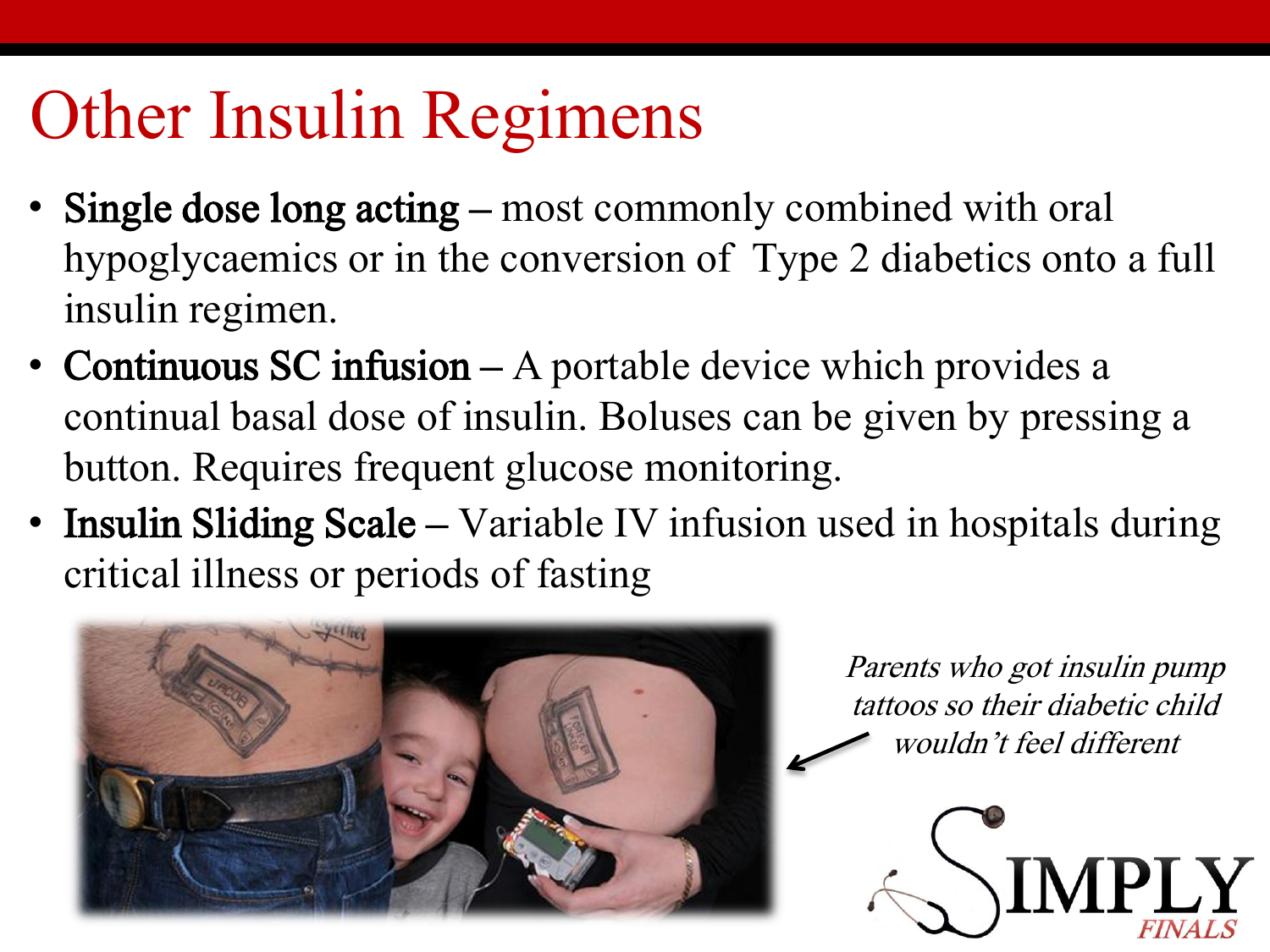# Other Insulin Regimens

- **Single dose long acting** – most commonly combined with oral hypoglycaemics or in the conversion of Type 2 diabetics onto a full insulin regimen.
- **Continuous SC infusion** – A portable device which provides a continual basal dose of insulin. Boluses can be given by pressing a button. Requires frequent glucose monitoring.
- **Insulin Sliding Scale** – Variable IV infusion used in hospitals during critical illness or periods of fasting

*Parents who got insulin pump tattoos so their diabetic child wouldn't feel different*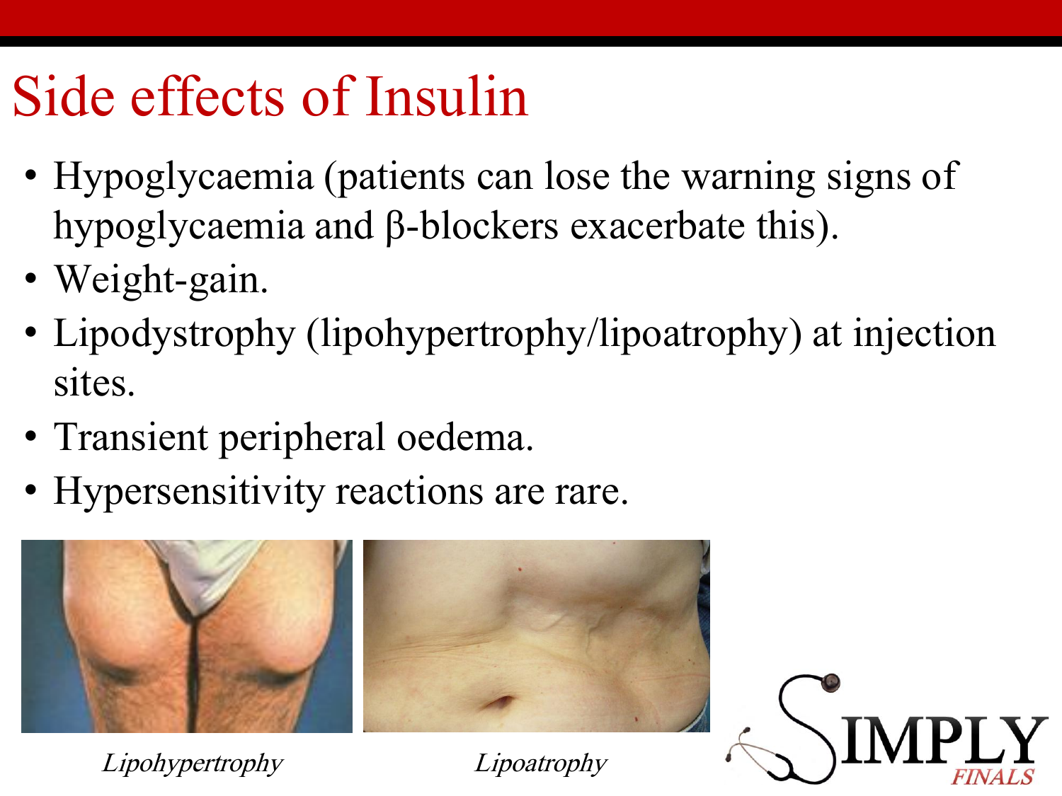# Side effects of Insulin

- Hypoglycaemia (patients can lose the warning signs of hypoglycaemia and β-blockers exacerbate this).
- Weight-gain.
- Lipodystrophy (lipohypertrophy/lipoatrophy) at injection sites.
- Transient peripheral oedema.
- Hypersensitivity reactions are rare.

*Lipohypertrophy*

*Lipoatrophy*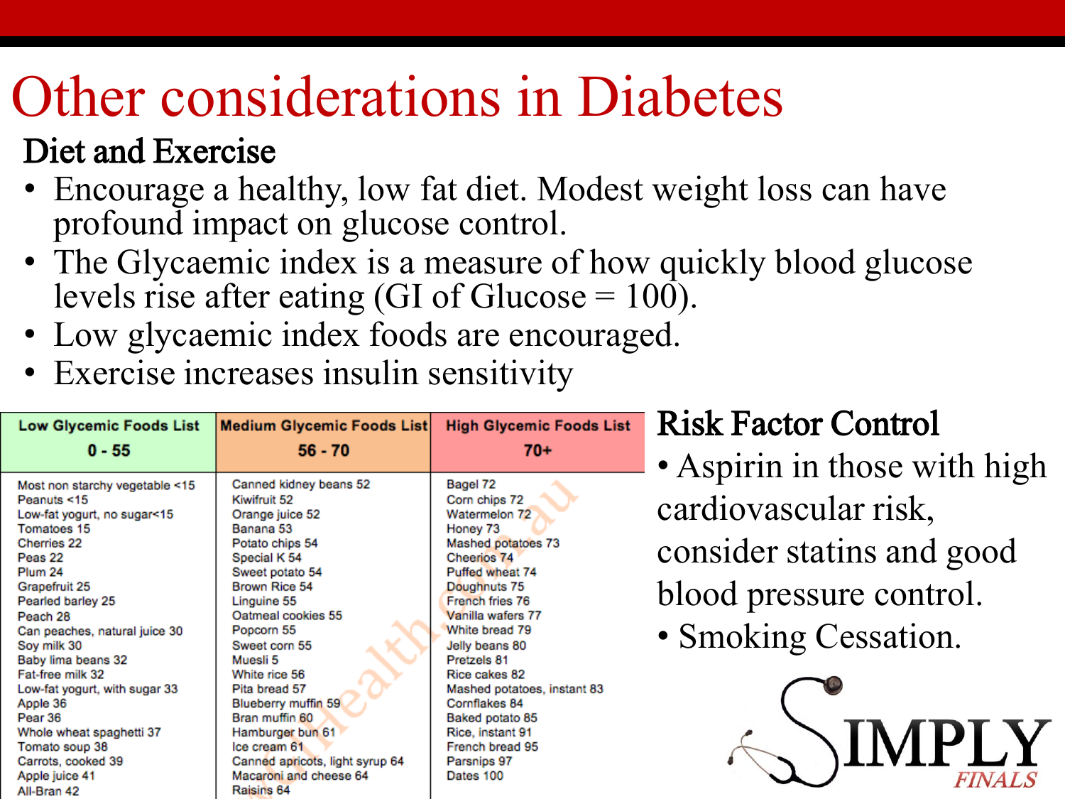# Other considerations in Diabetes

## Diet and Exercise

- Encourage a healthy, low fat diet. Modest weight loss can have profound impact on glucose control.
- The Glycaemic index is a measure of how quickly blood glucose levels rise after eating (GI of Glucose = 100).
- Low glycaemic index foods are encouraged.
- Exercise increases insulin sensitivity

| Low Glycemic Foods List 0 - 55 | Medium Glycemic Foods List 56 - 70 | High Glycemic Foods List 70+ |
|---|---|---|
| Most non starchy vegetable <15 | Canned kidney beans 52 | Bagel 72 |
| Peanuts <15 | Kiwifruit 52 | Corn chips 72 |
| Low-fat yogurt, no sugar<15 | Orange juice 52 | Watermelon 72 |
| Tomatoes 15 | Banana 53 | Honey 73 |
| Cherries 22 | Potato chips 54 | Mashed potatoes 73 |
| Peas 22 | Special K 54 | Cheerios 74 |
| Plum 24 | Sweet potato 54 | Puffed wheat 74 |
| Grapefruit 25 | Brown Rice 54 | Doughnuts 75 |
| Pearled barley 25 | Linguine 55 | French fries 76 |
| Peach 28 | Oatmeal cookies 55 | Vanilla wafers 77 |
| Can peaches, natural juice 30 | Popcorn 55 | White bread 79 |
| Soy milk 30 | Sweet corn 55 | Jelly beans 80 |
| Baby lima beans 32 | Muesli 5 | Pretzels 81 |
| Fat-free milk 32 | White rice 56 | Rice cakes 82 |
| Low-fat yogurt, with sugar 33 | Pita bread 57 | Mashed potatoes, instant 83 |
| Apple 36 | Blueberry muffin 59 | Cornflakes 84 |
| Pear 36 | Bran muffin 60 | Baked potato 85 |
| Whole wheat spaghetti 37 | Hamburger bun 61 | Rice, instant 91 |
| Tomato soup 38 | Ice cream 61 | French bread 95 |
| Carrots, cooked 39 | Canned apricots, light syrup 64 | Parsnips 97 |
| Apple juice 41 | Macaroni and cheese 64 | Dates 100 |
| All-Bran 42 | Raisins 64 | |

## Risk Factor Control

- Aspirin in those with high cardiovascular risk, consider statins and good blood pressure control.
- Smoking Cessation.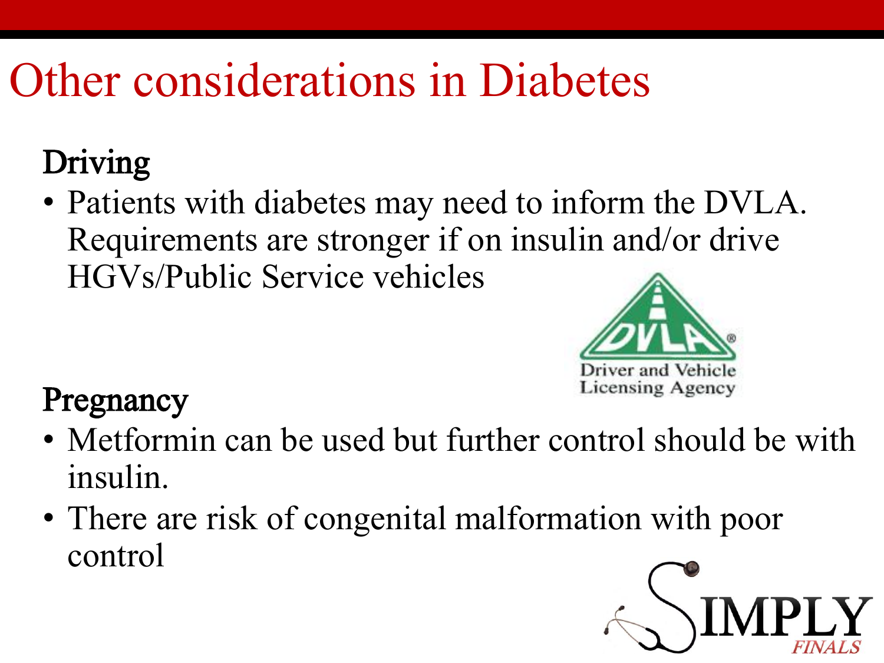# Other considerations in Diabetes

## Driving

- Patients with diabetes may need to inform the DVLA. Requirements are stronger if on insulin and/or drive HGVs/Public Service vehicles

## Pregnancy

- Metformin can be used but further control should be with insulin.
- There are risk of congenital malformation with poor control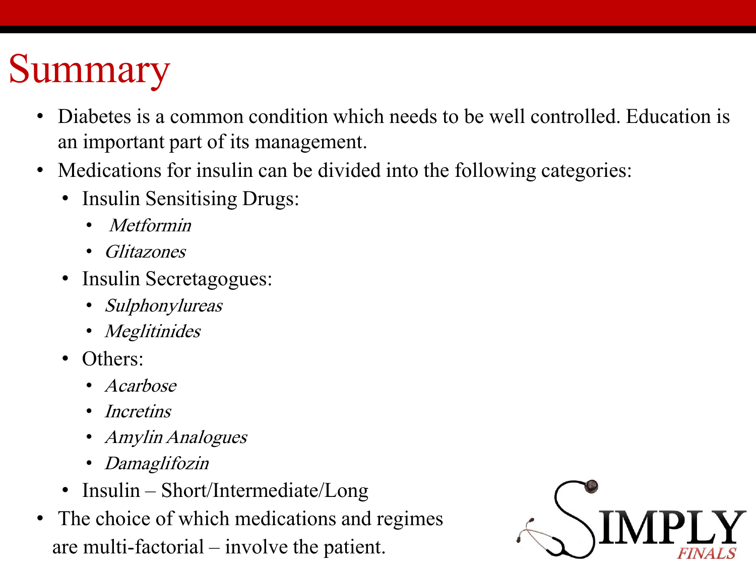# Summary

- Diabetes is a common condition which needs to be well controlled. Education is an important part of its management.
- Medications for insulin can be divided into the following categories:
  - Insulin Sensitising Drugs:
    - *Metformin*
    - *Glitazones*
  - Insulin Secretagogues:
    - *Sulphonylureas*
    - *Meglitinides*
  - Others:
    - *Acarbose*
    - *Incretins*
    - *Amylin Analogues*
    - *Damaglifozin*
  - Insulin – Short/Intermediate/Long
- The choice of which medications and regimes are multi-factorial – involve the patient.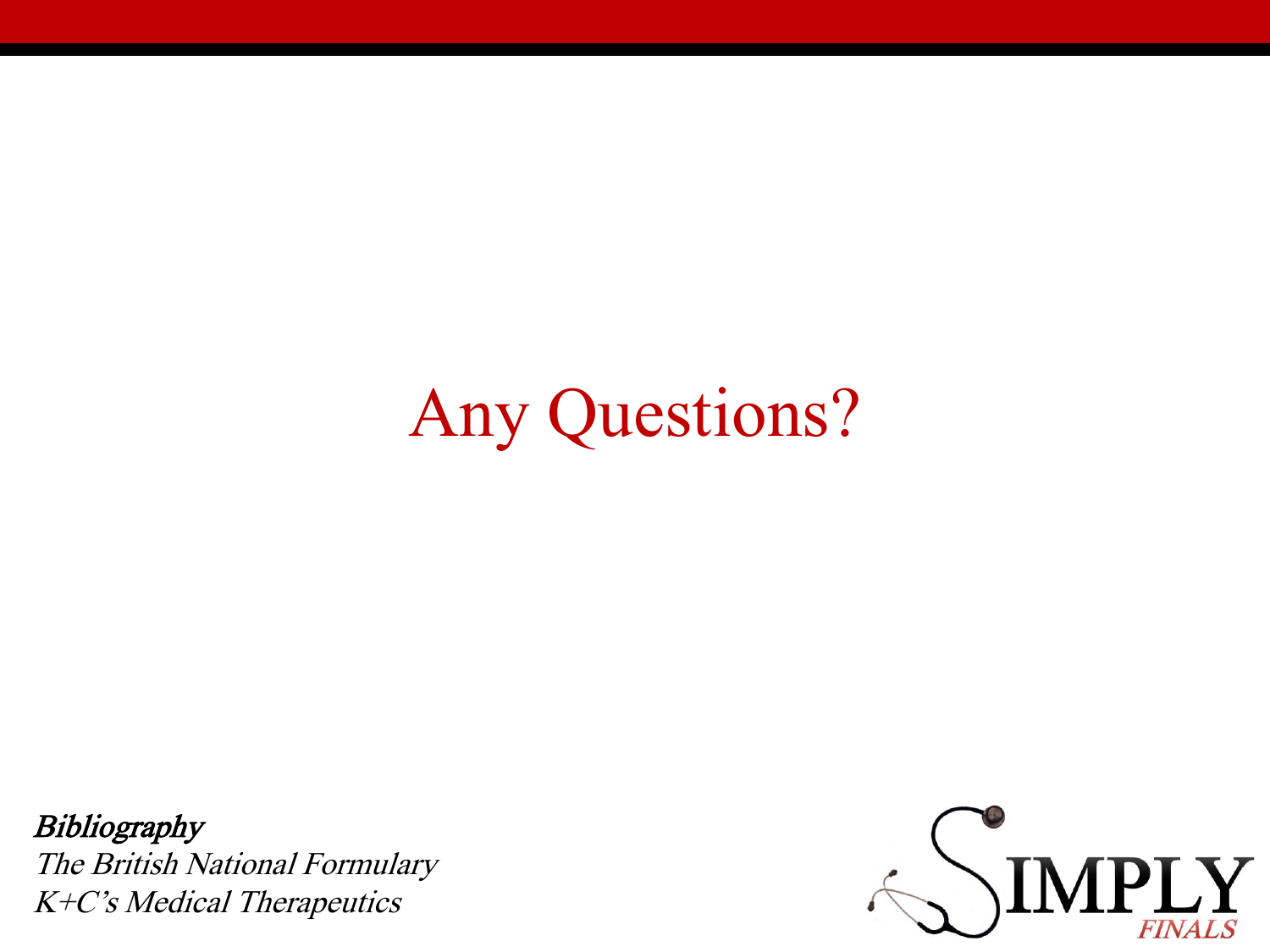# Any Questions?

***Bibliography***

*The British National Formulary*

*K+C's Medical Therapeutics*